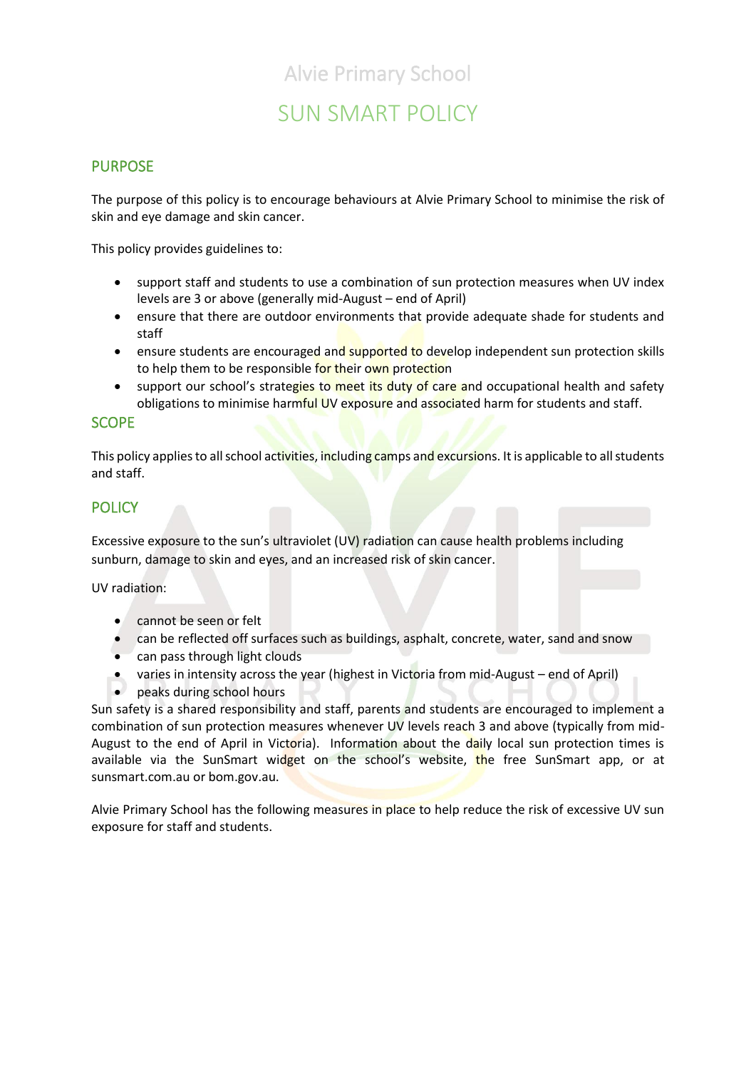# Alvie Primary School

# SUN SMART POLICY

## PURPOSE

The purpose of this policy is to encourage behaviours at Alvie Primary School to minimise the risk of skin and eye damage and skin cancer.

This policy provides guidelines to:

- support staff and students to use a combination of sun protection measures when UV index levels are 3 or above (generally mid-August – end of April)
- ensure that there are outdoor environments that provide adequate shade for students and staff
- ensure students are encouraged and supported to develop independent sun protection skills to help them to be responsible for their own protection
- support our school's strategies to meet its duty of care and occupational health and safety obligations to minimise harmful UV exposure and associated harm for students and staff.

## SCOPE

This policy applies to all school activities, including camps and excursions. It is applicable to all students and staff.

## POLICY

Excessive exposure to the sun's ultraviolet (UV) radiation can cause health problems including sunburn, damage to skin and eyes, and an increased risk of skin cancer.

UV radiation:

- cannot be seen or felt
- can be reflected off surfaces such as buildings, asphalt, concrete, water, sand and snow
- can pass through light clouds
- varies in intensity across the year (highest in Victoria from mid-August – end of April)
- peaks during school hours

Sun safety is a shared responsibility and staff, parents and students are encouraged to implement a combination of sun protection measures whenever UV levels reach 3 and above (typically from mid-August to the end of April in Victoria). Information about the daily local sun protection times is available via the SunSmart widget on the school's website, the free SunSmart app, or at sunsmart.com.au or bom.gov.au.

Alvie Primary School has the following measures in place to help reduce the risk of excessive UV sun exposure for staff and students.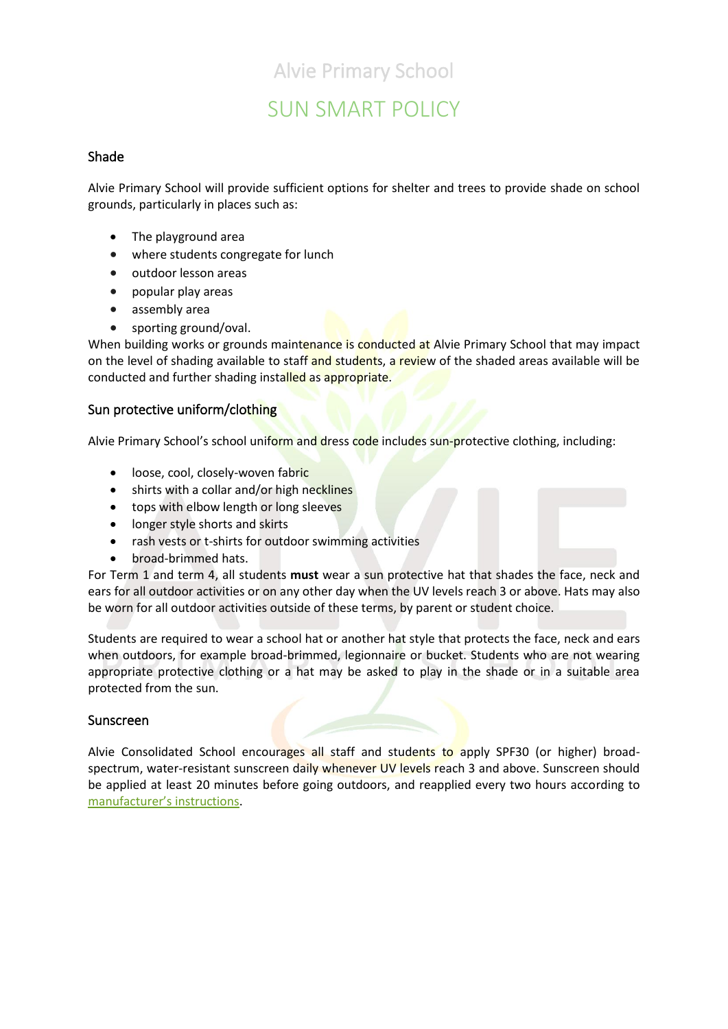# Alvie Primary School

# SUN SMART POLICY

## Shade

Alvie Primary School will provide sufficient options for shelter and trees to provide shade on school grounds, particularly in places such as:

- The playground area
- where students congregate for lunch
- outdoor lesson areas
- popular play areas
- assembly area
- sporting ground/oval.

When building works or grounds maintenance is conducted at Alvie Primary School that may impact on the level of shading available to staff and students, a review of the shaded areas available will be conducted and further shading installed as appropriate.

## Sun protective uniform/clothing

Alvie Primary School's school uniform and dress code includes sun-protective clothing, including:

- loose, cool, closely-woven fabric
- shirts with a collar and/or high necklines
- tops with elbow length or long sleeves
- longer style shorts and skirts
- rash vests or t-shirts for outdoor swimming activities
- broad-brimmed hats.

For Term 1 and term 4, all students **must** wear a sun protective hat that shades the face, neck and ears for all outdoor activities or on any other day when the UV levels reach 3 or above. Hats may also be worn for all outdoor activities outside of these terms, by parent or student choice.

Students are required to wear a school hat or another hat style that protects the face, neck and ears when outdoors, for example broad-brimmed, legionnaire or bucket. Students who are not wearing appropriate protective clothing or a hat may be asked to play in the shade or in a suitable area protected from the sun.

## Sunscreen

Alvie Consolidated School encourages all staff and students to apply SPF30 (or higher) broad-spectrum, water-resistant sunscreen daily whenever UV levels reach 3 and above. Sunscreen should be applied at least 20 minutes before going outdoors, and reapplied every two hours according to manufacturer's instructions.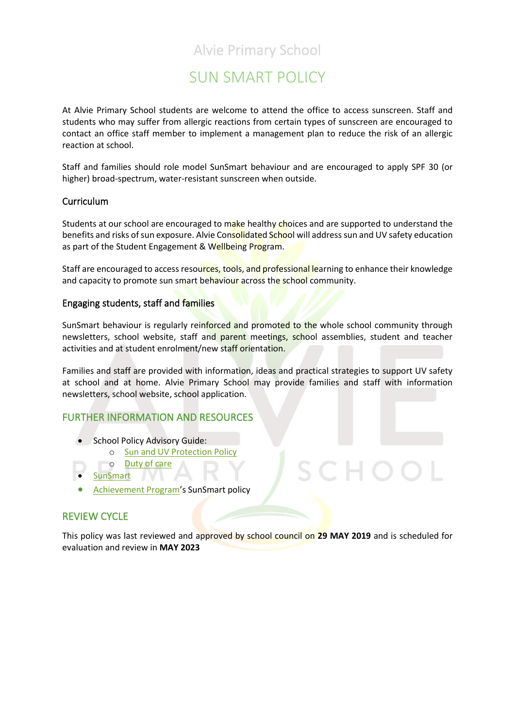# Alvie Primary School

## SUN SMART POLICY

At Alvie Primary School students are welcome to attend the office to access sunscreen. Staff and students who may suffer from allergic reactions from certain types of sunscreen are encouraged to contact an office staff member to implement a management plan to reduce the risk of an allergic reaction at school.

Staff and families should role model SunSmart behaviour and are encouraged to apply SPF 30 (or higher) broad-spectrum, water-resistant sunscreen when outside.

### Curriculum

Students at our school are encouraged to make healthy choices and are supported to understand the benefits and risks of sun exposure. Alvie Consolidated School will address sun and UV safety education as part of the Student Engagement & Wellbeing Program.

Staff are encouraged to access resources, tools, and professional learning to enhance their knowledge and capacity to promote sun smart behaviour across the school community.

### Engaging students, staff and families

SunSmart behaviour is regularly reinforced and promoted to the whole school community through newsletters, school website, staff and parent meetings, school assemblies, student and teacher activities and at student enrolment/new staff orientation.

Families and staff are provided with information, ideas and practical strategies to support UV safety at school and at home. Alvie Primary School may provide families and staff with information newsletters, school website, school application.

## FURTHER INFORMATION AND RESOURCES

- School Policy Advisory Guide:
  - Sun and UV Protection Policy
  - Duty of care
- SunSmart
- Achievement Program's SunSmart policy

## REVIEW CYCLE

This policy was last reviewed and approved by school council on **29 MAY 2019** and is scheduled for evaluation and review in **MAY 2023**